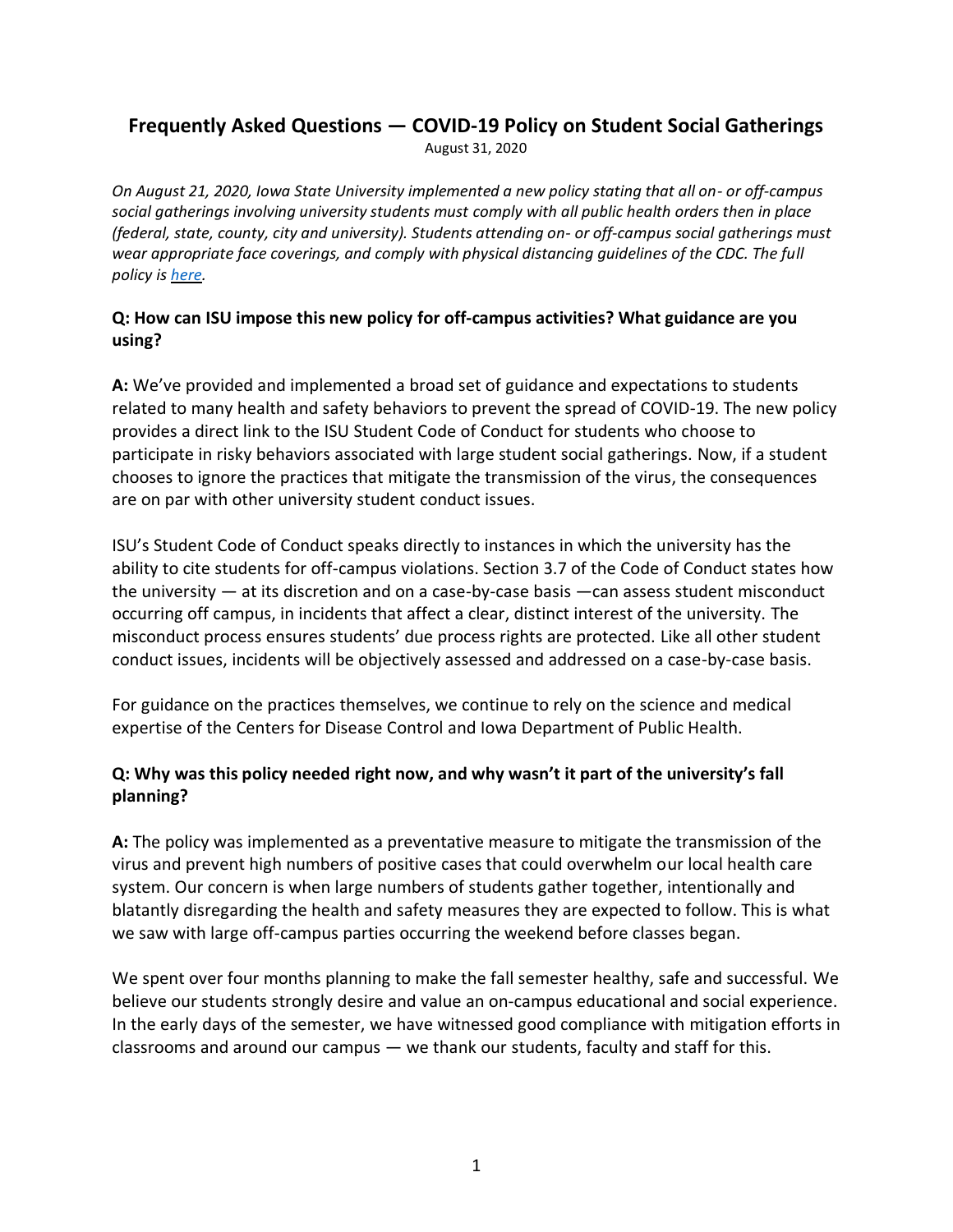# Frequently Asked Questions — COVID-19 Policy on Student Social Gatherings

August 31, 2020

*On August 21, 2020, Iowa State University implemented a new policy stating that all on- or off-campus social gatherings involving university students must comply with all public health orders then in place (federal, state, county, city and university). Students attending on- or off-campus social gatherings must wear appropriate face coverings, and comply with physical distancing guidelines of the CDC. The full policy is [here](#).*

**Q: How can ISU impose this new policy for off-campus activities? What guidance are you using?**

**A:** We've provided and implemented a broad set of guidance and expectations to students related to many health and safety behaviors to prevent the spread of COVID-19. The new policy provides a direct link to the ISU Student Code of Conduct for students who choose to participate in risky behaviors associated with large student social gatherings. Now, if a student chooses to ignore the practices that mitigate the transmission of the virus, the consequences are on par with other university student conduct issues.

ISU's Student Code of Conduct speaks directly to instances in which the university has the ability to cite students for off-campus violations. Section 3.7 of the Code of Conduct states how the university — at its discretion and on a case-by-case basis —can assess student misconduct occurring off campus, in incidents that affect a clear, distinct interest of the university. The misconduct process ensures students' due process rights are protected. Like all other student conduct issues, incidents will be objectively assessed and addressed on a case-by-case basis.

For guidance on the practices themselves, we continue to rely on the science and medical expertise of the Centers for Disease Control and Iowa Department of Public Health.

**Q: Why was this policy needed right now, and why wasn't it part of the university's fall planning?**

**A:** The policy was implemented as a preventative measure to mitigate the transmission of the virus and prevent high numbers of positive cases that could overwhelm our local health care system. Our concern is when large numbers of students gather together, intentionally and blatantly disregarding the health and safety measures they are expected to follow. This is what we saw with large off-campus parties occurring the weekend before classes began.

We spent over four months planning to make the fall semester healthy, safe and successful. We believe our students strongly desire and value an on-campus educational and social experience. In the early days of the semester, we have witnessed good compliance with mitigation efforts in classrooms and around our campus — we thank our students, faculty and staff for this.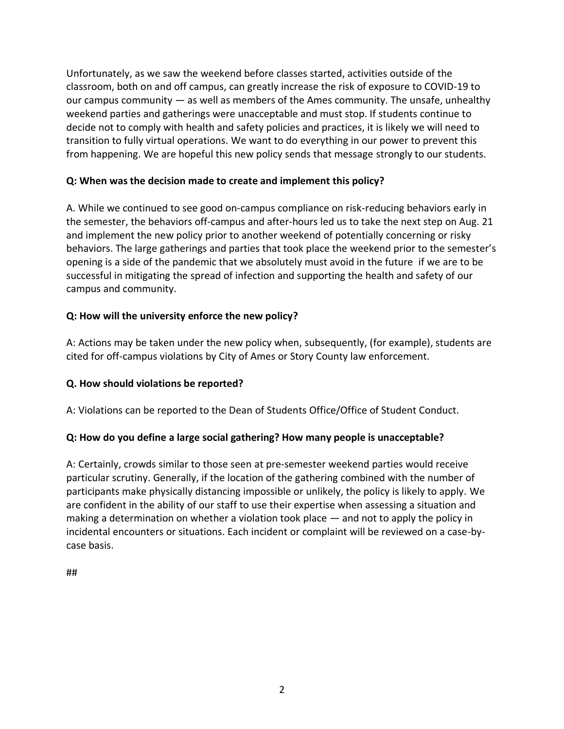Unfortunately, as we saw the weekend before classes started, activities outside of the classroom, both on and off campus, can greatly increase the risk of exposure to COVID-19 to our campus community — as well as members of the Ames community. The unsafe, unhealthy weekend parties and gatherings were unacceptable and must stop. If students continue to decide not to comply with health and safety policies and practices, it is likely we will need to transition to fully virtual operations. We want to do everything in our power to prevent this from happening. We are hopeful this new policy sends that message strongly to our students.

**Q: When was the decision made to create and implement this policy?**

A. While we continued to see good on-campus compliance on risk-reducing behaviors early in the semester, the behaviors off-campus and after-hours led us to take the next step on Aug. 21 and implement the new policy prior to another weekend of potentially concerning or risky behaviors. The large gatherings and parties that took place the weekend prior to the semester's opening is a side of the pandemic that we absolutely must avoid in the future if we are to be successful in mitigating the spread of infection and supporting the health and safety of our campus and community.

**Q: How will the university enforce the new policy?**

A: Actions may be taken under the new policy when, subsequently, (for example), students are cited for off-campus violations by City of Ames or Story County law enforcement.

**Q. How should violations be reported?**

A: Violations can be reported to the Dean of Students Office/Office of Student Conduct.

**Q: How do you define a large social gathering? How many people is unacceptable?**

A: Certainly, crowds similar to those seen at pre-semester weekend parties would receive particular scrutiny. Generally, if the location of the gathering combined with the number of participants make physically distancing impossible or unlikely, the policy is likely to apply. We are confident in the ability of our staff to use their expertise when assessing a situation and making a determination on whether a violation took place — and not to apply the policy in incidental encounters or situations. Each incident or complaint will be reviewed on a case-by-case basis.

##